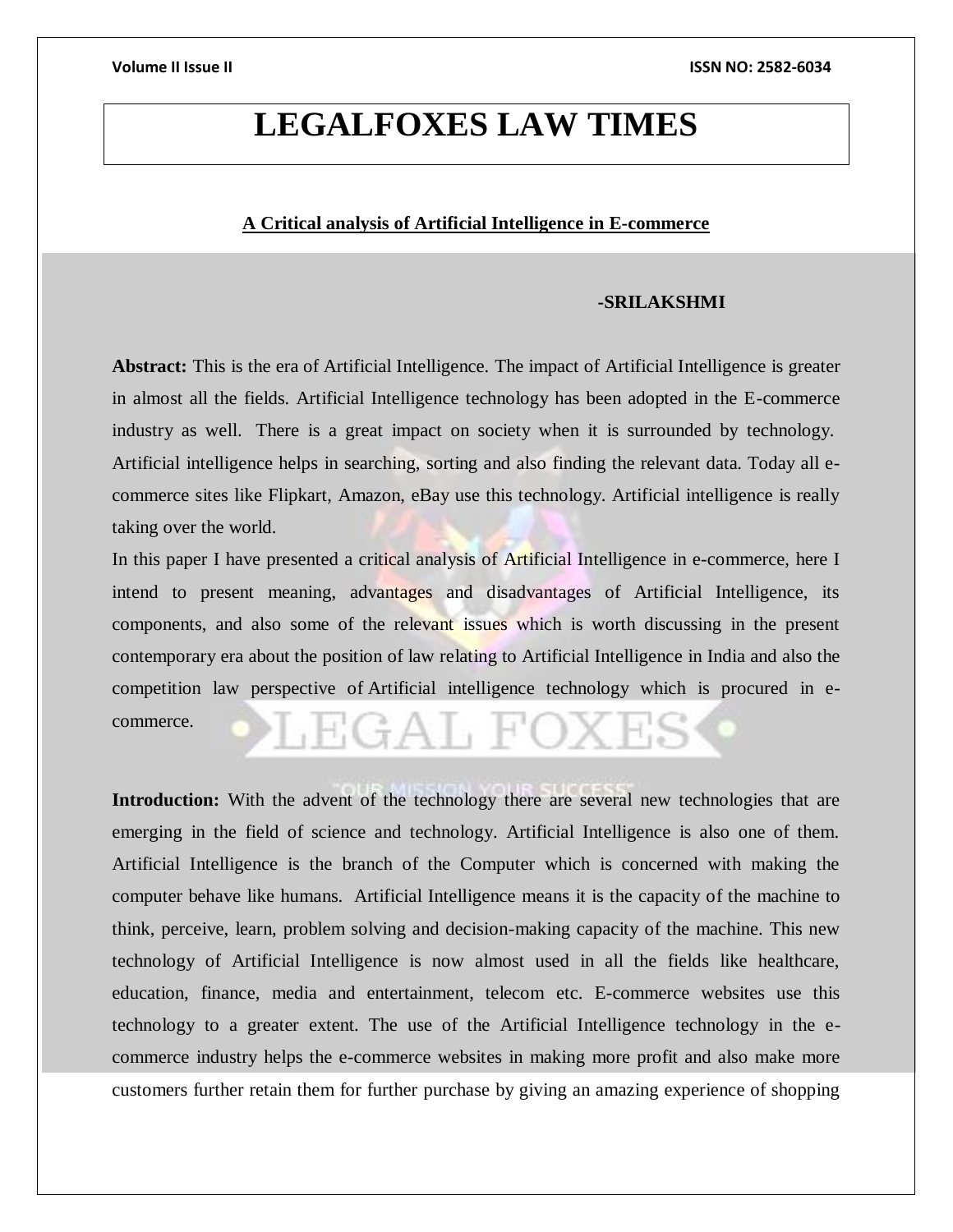# LEGALFOXES LAW TIMES

## A Critical analysis of Artificial Intelligence in E-commerce

**-SRILAKSHMI**

**Abstract:** This is the era of Artificial Intelligence. The impact of Artificial Intelligence is greater in almost all the fields. Artificial Intelligence technology has been adopted in the E-commerce industry as well. There is a great impact on society when it is surrounded by technology. Artificial intelligence helps in searching, sorting and also finding the relevant data. Today all e-commerce sites like Flipkart, Amazon, eBay use this technology. Artificial intelligence is really taking over the world.

In this paper I have presented a critical analysis of Artificial Intelligence in e-commerce, here I intend to present meaning, advantages and disadvantages of Artificial Intelligence, its components, and also some of the relevant issues which is worth discussing in the present contemporary era about the position of law relating to Artificial Intelligence in India and also the competition law perspective of Artificial intelligence technology which is procured in e-commerce.

**Introduction:** With the advent of the technology there are several new technologies that are emerging in the field of science and technology. Artificial Intelligence is also one of them. Artificial Intelligence is the branch of the Computer which is concerned with making the computer behave like humans. Artificial Intelligence means it is the capacity of the machine to think, perceive, learn, problem solving and decision-making capacity of the machine. This new technology of Artificial Intelligence is now almost used in all the fields like healthcare, education, finance, media and entertainment, telecom etc. E-commerce websites use this technology to a greater extent. The use of the Artificial Intelligence technology in the e-commerce industry helps the e-commerce websites in making more profit and also make more customers further retain them for further purchase by giving an amazing experience of shopping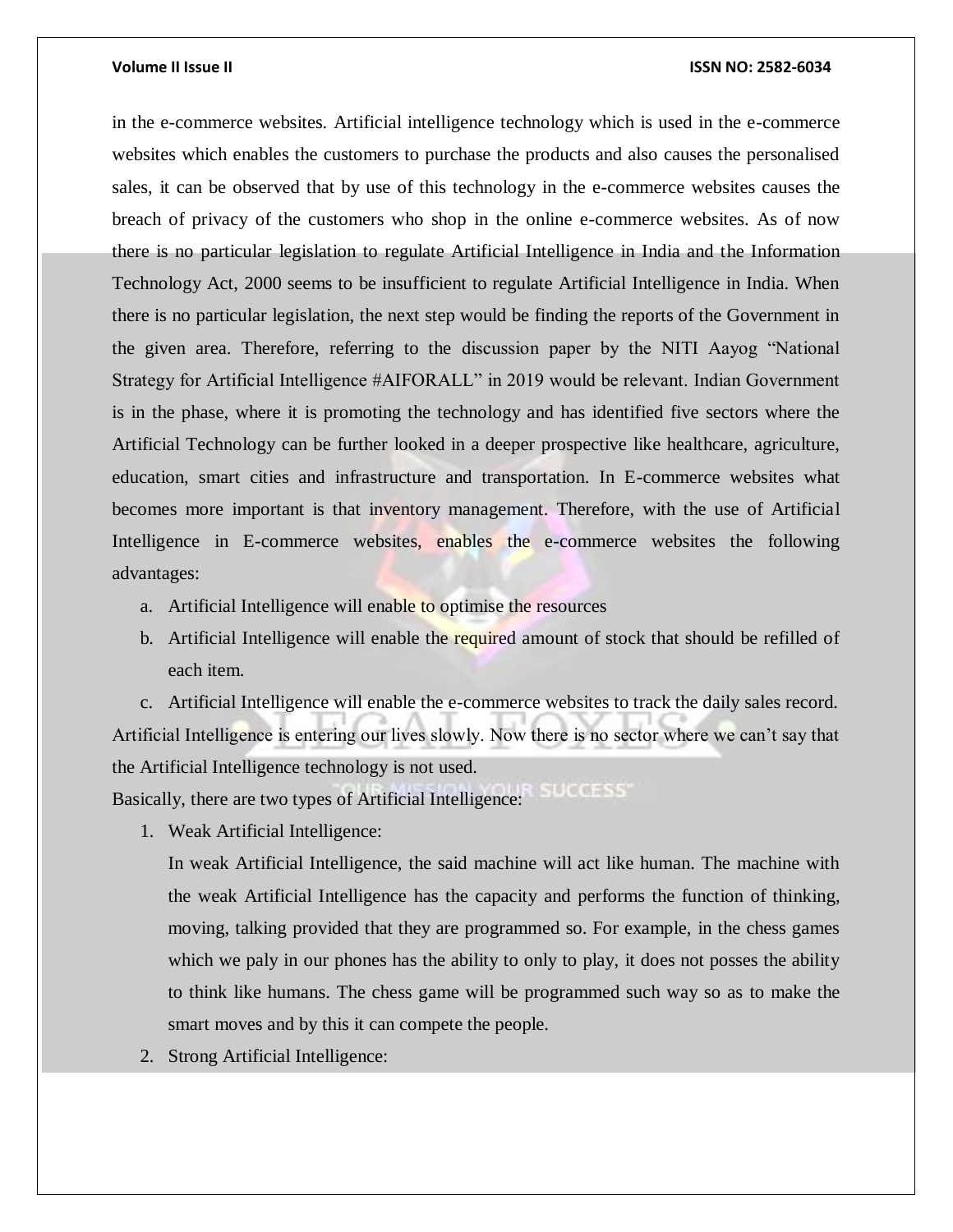in the e-commerce websites. Artificial intelligence technology which is used in the e-commerce websites which enables the customers to purchase the products and also causes the personalised sales, it can be observed that by use of this technology in the e-commerce websites causes the breach of privacy of the customers who shop in the online e-commerce websites. As of now there is no particular legislation to regulate Artificial Intelligence in India and the Information Technology Act, 2000 seems to be insufficient to regulate Artificial Intelligence in India. When there is no particular legislation, the next step would be finding the reports of the Government in the given area. Therefore, referring to the discussion paper by the NITI Aayog "National Strategy for Artificial Intelligence #AIFORALL" in 2019 would be relevant. Indian Government is in the phase, where it is promoting the technology and has identified five sectors where the Artificial Technology can be further looked in a deeper prospective like healthcare, agriculture, education, smart cities and infrastructure and transportation. In E-commerce websites what becomes more important is that inventory management. Therefore, with the use of Artificial Intelligence in E-commerce websites, enables the e-commerce websites the following advantages:

a. Artificial Intelligence will enable to optimise the resources
b. Artificial Intelligence will enable the required amount of stock that should be refilled of each item.
c. Artificial Intelligence will enable the e-commerce websites to track the daily sales record.

Artificial Intelligence is entering our lives slowly. Now there is no sector where we can't say that the Artificial Intelligence technology is not used.

Basically, there are two types of Artificial Intelligence:

1. Weak Artificial Intelligence:

   In weak Artificial Intelligence, the said machine will act like human. The machine with the weak Artificial Intelligence has the capacity and performs the function of thinking, moving, talking provided that they are programmed so. For example, in the chess games which we paly in our phones has the ability to only to play, it does not posses the ability to think like humans. The chess game will be programmed such way so as to make the smart moves and by this it can compete the people.

2. Strong Artificial Intelligence: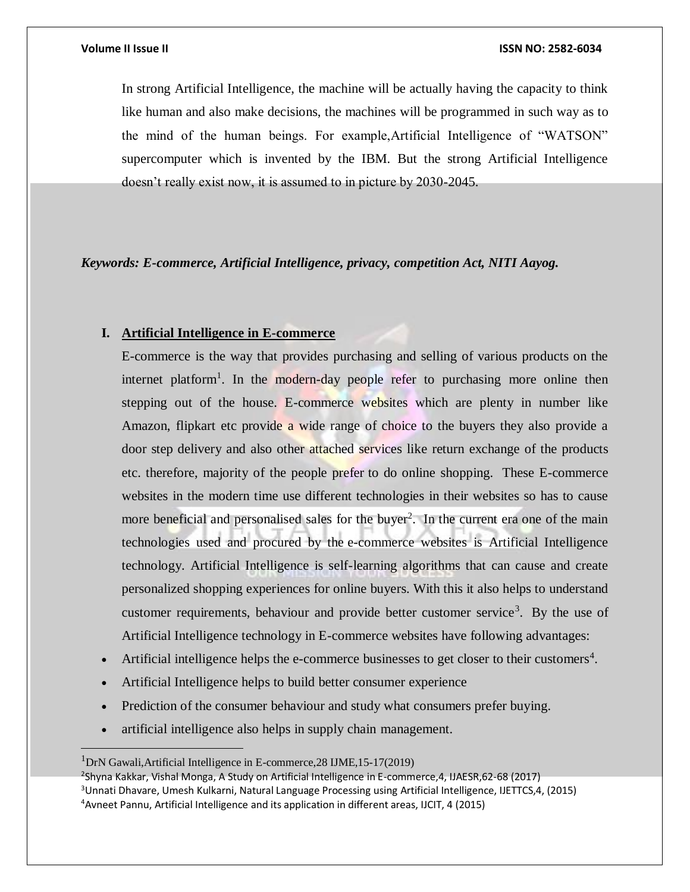In strong Artificial Intelligence, the machine will be actually having the capacity to think like human and also make decisions, the machines will be programmed in such way as to the mind of the human beings. For example,Artificial Intelligence of "WATSON" supercomputer which is invented by the IBM. But the strong Artificial Intelligence doesn't really exist now, it is assumed to in picture by 2030-2045.

***Keywords: E-commerce, Artificial Intelligence, privacy, competition Act, NITI Aayog.***

## I. Artificial Intelligence in E-commerce

E-commerce is the way that provides purchasing and selling of various products on the internet platform[1]. In the modern-day people refer to purchasing more online then stepping out of the house. E-commerce websites which are plenty in number like Amazon, flipkart etc provide a wide range of choice to the buyers they also provide a door step delivery and also other attached services like return exchange of the products etc. therefore, majority of the people prefer to do online shopping. These E-commerce websites in the modern time use different technologies in their websites so has to cause more beneficial and personalised sales for the buyer[2]. In the current era one of the main technologies used and procured by the e-commerce websites is Artificial Intelligence technology. Artificial Intelligence is self-learning algorithms that can cause and create personalized shopping experiences for online buyers. With this it also helps to understand customer requirements, behaviour and provide better customer service[3]. By the use of Artificial Intelligence technology in E-commerce websites have following advantages:

- Artificial intelligence helps the e-commerce businesses to get closer to their customers[4].
- Artificial Intelligence helps to build better consumer experience
- Prediction of the consumer behaviour and study what consumers prefer buying.
- artificial intelligence also helps in supply chain management.

---

[1] DrN Gawali,Artificial Intelligence in E-commerce,28 IJME,15-17(2019)

[2] Shyna Kakkar, Vishal Monga, A Study on Artificial Intelligence in E-commerce,4, IJAESR,62-68 (2017)

[3] Unnati Dhavare, Umesh Kulkarni, Natural Language Processing using Artificial Intelligence, IJETTCS,4, (2015)

[4] Avneet Pannu, Artificial Intelligence and its application in different areas, IJCIT, 4 (2015)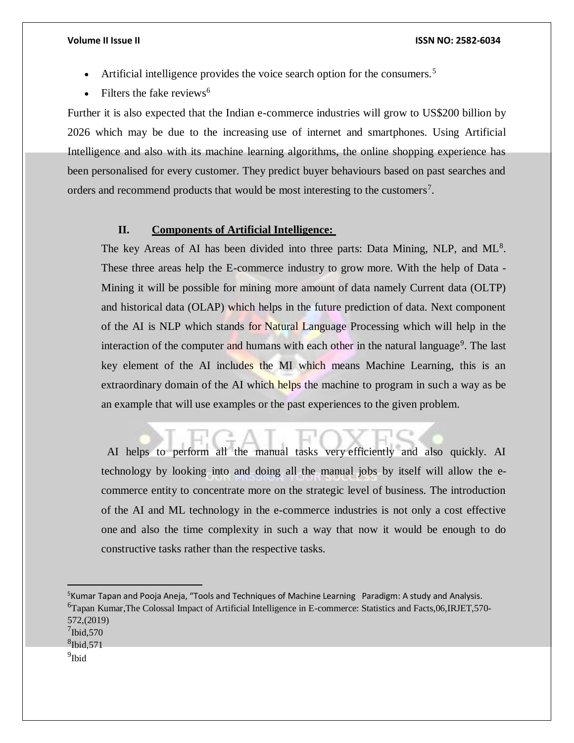- Artificial intelligence provides the voice search option for the consumers.[5]
- Filters the fake reviews[6]

Further it is also expected that the Indian e-commerce industries will grow to US$200 billion by 2026 which may be due to the increasing use of internet and smartphones. Using Artificial Intelligence and also with its machine learning algorithms, the online shopping experience has been personalised for every customer. They predict buyer behaviours based on past searches and orders and recommend products that would be most interesting to the customers[7].

## II. Components of Artificial Intelligence:

The key Areas of AI has been divided into three parts: Data Mining, NLP, and ML[8]. These three areas help the E-commerce industry to grow more. With the help of Data - Mining it will be possible for mining more amount of data namely Current data (OLTP) and historical data (OLAP) which helps in the future prediction of data. Next component of the AI is NLP which stands for Natural Language Processing which will help in the interaction of the computer and humans with each other in the natural language[9]. The last key element of the AI includes the MI which means Machine Learning, this is an extraordinary domain of the AI which helps the machine to program in such a way as be an example that will use examples or the past experiences to the given problem.

AI helps to perform all the manual tasks very efficiently and also quickly. AI technology by looking into and doing all the manual jobs by itself will allow the e-commerce entity to concentrate more on the strategic level of business. The introduction of the AI and ML technology in the e-commerce industries is not only a cost effective one and also the time complexity in such a way that now it would be enough to do constructive tasks rather than the respective tasks.

---

[5] Kumar Tapan and Pooja Aneja, "Tools and Techniques of Machine Learning Paradigm: A study and Analysis.

[6] Tapan Kumar,The Colossal Impact of Artificial Intelligence in E-commerce: Statistics and Facts,06,IRJET,570-572,(2019)

[7] Ibid,570

[8] Ibid,571

[9] Ibid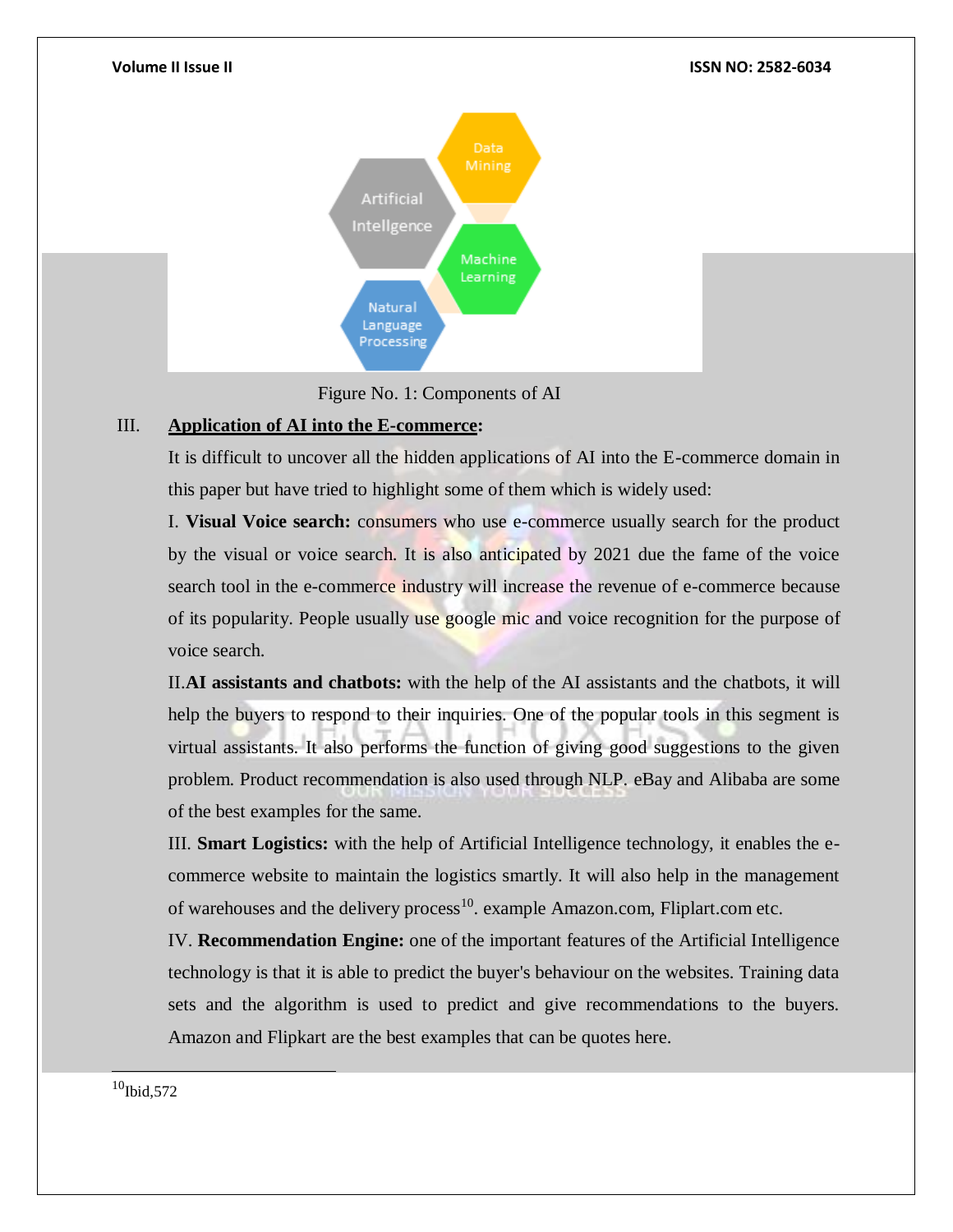Figure No. 1: Components of AI

## III. Application of AI into the E-commerce:

It is difficult to uncover all the hidden applications of AI into the E-commerce domain in this paper but have tried to highlight some of them which is widely used:

I. **Visual Voice search:** consumers who use e-commerce usually search for the product by the visual or voice search. It is also anticipated by 2021 due the fame of the voice search tool in the e-commerce industry will increase the revenue of e-commerce because of its popularity. People usually use google mic and voice recognition for the purpose of voice search.

II.**AI assistants and chatbots:** with the help of the AI assistants and the chatbots, it will help the buyers to respond to their inquiries. One of the popular tools in this segment is virtual assistants. It also performs the function of giving good suggestions to the given problem. Product recommendation is also used through NLP. eBay and Alibaba are some of the best examples for the same.

III. **Smart Logistics:** with the help of Artificial Intelligence technology, it enables the e-commerce website to maintain the logistics smartly. It will also help in the management of warehouses and the delivery process[10]. example Amazon.com, Fliplart.com etc.

IV. **Recommendation Engine:** one of the important features of the Artificial Intelligence technology is that it is able to predict the buyer's behaviour on the websites. Training data sets and the algorithm is used to predict and give recommendations to the buyers. Amazon and Flipkart are the best examples that can be quotes here.

---

[10]Ibid,572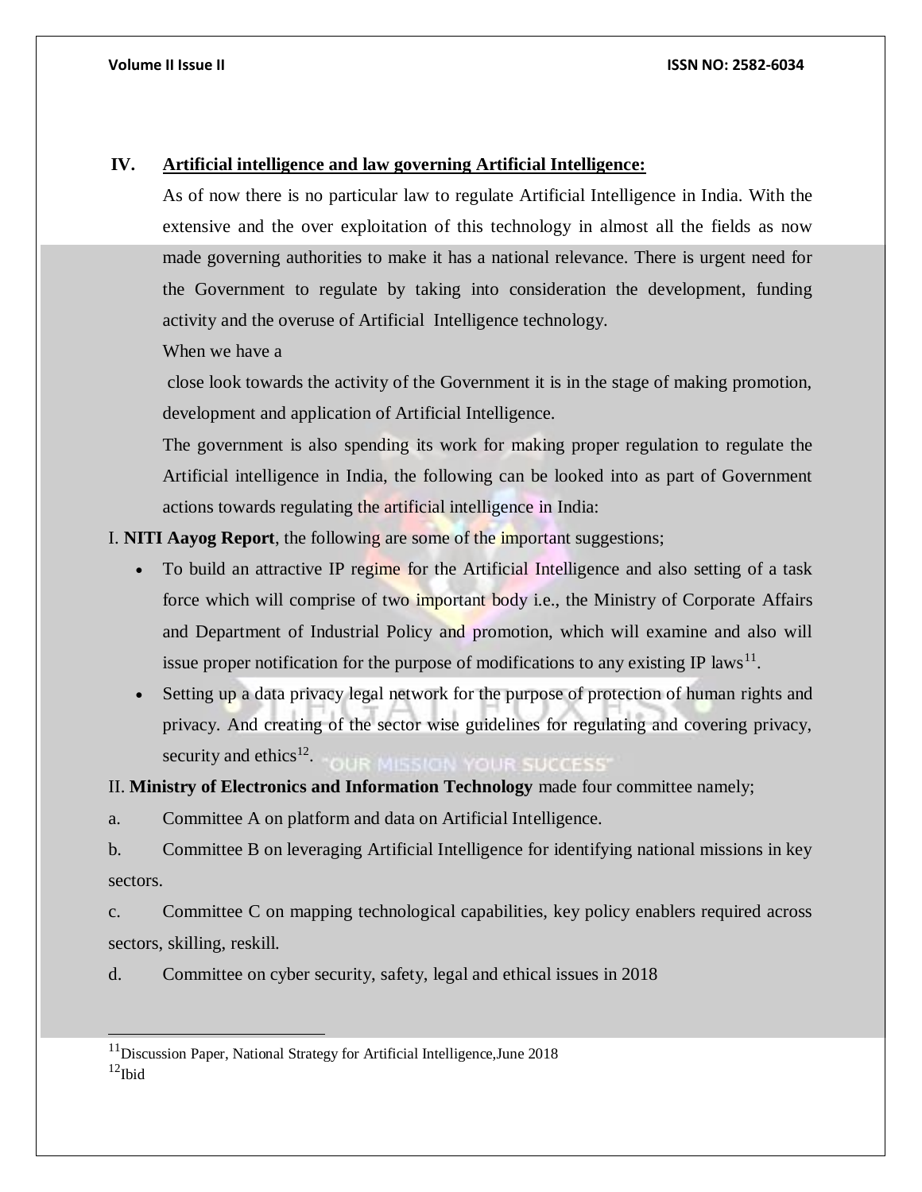## IV. Artificial intelligence and law governing Artificial Intelligence:

As of now there is no particular law to regulate Artificial Intelligence in India. With the extensive and the over exploitation of this technology in almost all the fields as now made governing authorities to make it has a national relevance. There is urgent need for the Government to regulate by taking into consideration the development, funding activity and the overuse of Artificial Intelligence technology.

When we have a

close look towards the activity of the Government it is in the stage of making promotion, development and application of Artificial Intelligence.

The government is also spending its work for making proper regulation to regulate the Artificial intelligence in India, the following can be looked into as part of Government actions towards regulating the artificial intelligence in India:

I. **NITI Aayog Report**, the following are some of the important suggestions;

- To build an attractive IP regime for the Artificial Intelligence and also setting of a task force which will comprise of two important body i.e., the Ministry of Corporate Affairs and Department of Industrial Policy and promotion, which will examine and also will issue proper notification for the purpose of modifications to any existing IP laws[11].
- Setting up a data privacy legal network for the purpose of protection of human rights and privacy. And creating of the sector wise guidelines for regulating and covering privacy, security and ethics[12].

II. **Ministry of Electronics and Information Technology** made four committee namely;

a. Committee A on platform and data on Artificial Intelligence.

b. Committee B on leveraging Artificial Intelligence for identifying national missions in key sectors.

c. Committee C on mapping technological capabilities, key policy enablers required across sectors, skilling, reskill.

d. Committee on cyber security, safety, legal and ethical issues in 2018

---

[11] Discussion Paper, National Strategy for Artificial Intelligence,June 2018

[12] Ibid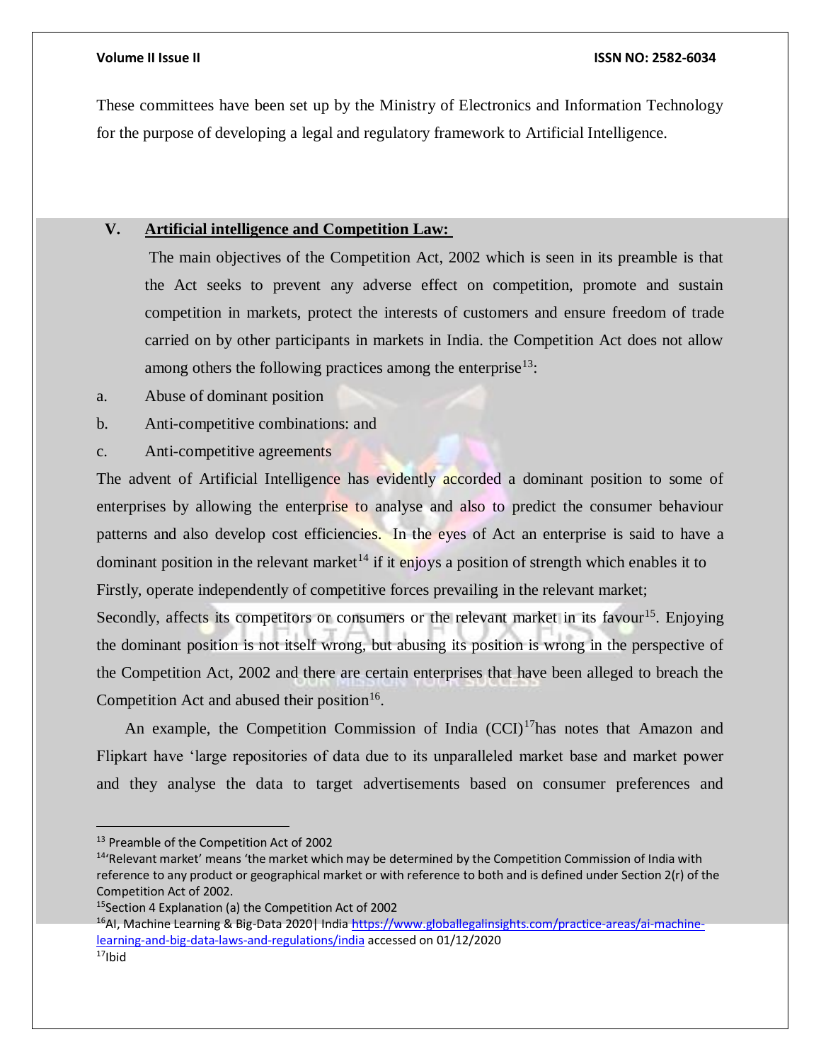These committees have been set up by the Ministry of Electronics and Information Technology for the purpose of developing a legal and regulatory framework to Artificial Intelligence.

## V. Artificial intelligence and Competition Law:

The main objectives of the Competition Act, 2002 which is seen in its preamble is that the Act seeks to prevent any adverse effect on competition, promote and sustain competition in markets, protect the interests of customers and ensure freedom of trade carried on by other participants in markets in India. the Competition Act does not allow among others the following practices among the enterprise[13]:

a. Abuse of dominant position

b. Anti-competitive combinations: and

c. Anti-competitive agreements

The advent of Artificial Intelligence has evidently accorded a dominant position to some of enterprises by allowing the enterprise to analyse and also to predict the consumer behaviour patterns and also develop cost efficiencies. In the eyes of Act an enterprise is said to have a dominant position in the relevant market[14] if it enjoys a position of strength which enables it to Firstly, operate independently of competitive forces prevailing in the relevant market; Secondly, affects its competitors or consumers or the relevant market in its favour[15]. Enjoying the dominant position is not itself wrong, but abusing its position is wrong in the perspective of the Competition Act, 2002 and there are certain enterprises that have been alleged to breach the Competition Act and abused their position[16].

An example, the Competition Commission of India (CCI)[17]has notes that Amazon and Flipkart have 'large repositories of data due to its unparalleled market base and market power and they analyse the data to target advertisements based on consumer preferences and

---

[13] Preamble of the Competition Act of 2002

[14]'Relevant market' means 'the market which may be determined by the Competition Commission of India with reference to any product or geographical market or with reference to both and is defined under Section 2(r) of the Competition Act of 2002.

[15]Section 4 Explanation (a) the Competition Act of 2002

[16]AI, Machine Learning & Big-Data 2020| India https://www.globallegalinsights.com/practice-areas/ai-machine-learning-and-big-data-laws-and-regulations/india accessed on 01/12/2020

[17]Ibid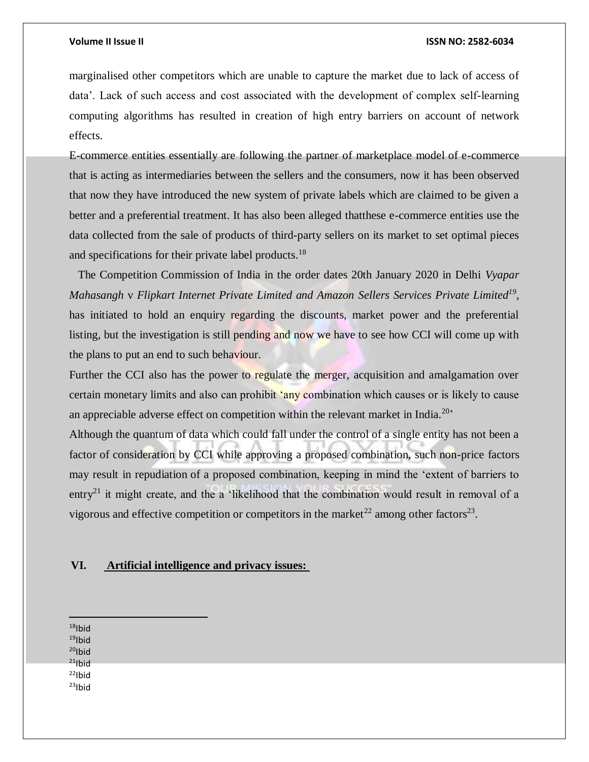marginalised other competitors which are unable to capture the market due to lack of access of data'. Lack of such access and cost associated with the development of complex self-learning computing algorithms has resulted in creation of high entry barriers on account of network effects.

E-commerce entities essentially are following the partner of marketplace model of e-commerce that is acting as intermediaries between the sellers and the consumers, now it has been observed that now they have introduced the new system of private labels which are claimed to be given a better and a preferential treatment. It has also been alleged thatthese e-commerce entities use the data collected from the sale of products of third-party sellers on its market to set optimal pieces and specifications for their private label products.[18]

The Competition Commission of India in the order dates 20th January 2020 in Delhi *Vyapar Mahasangh* v *Flipkart Internet Private Limited and Amazon Sellers Services Private Limited*[19], has initiated to hold an enquiry regarding the discounts, market power and the preferential listing, but the investigation is still pending and now we have to see how CCI will come up with the plans to put an end to such behaviour.

Further the CCI also has the power to regulate the merger, acquisition and amalgamation over certain monetary limits and also can prohibit 'any combination which causes or is likely to cause an appreciable adverse effect on competition within the relevant market in India.[20]'

Although the quantum of data which could fall under the control of a single entity has not been a factor of consideration by CCI while approving a proposed combination, such non-price factors may result in repudiation of a proposed combination, keeping in mind the 'extent of barriers to entry[21] it might create, and the a 'likelihood that the combination would result in removal of a vigorous and effective competition or competitors in the market[22] among other factors[23].

## VI. Artificial intelligence and privacy issues:

---

[18] Ibid
[19] Ibid
[20] Ibid
[21] Ibid
[22] Ibid
[23] Ibid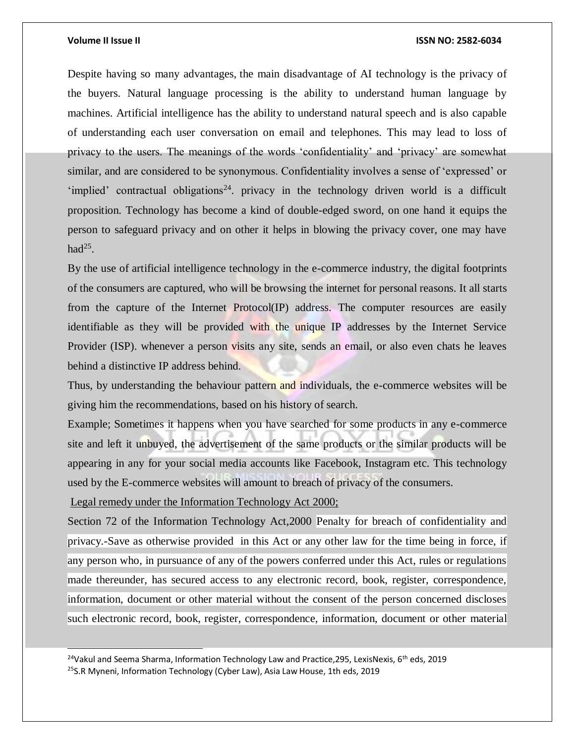Despite having so many advantages, the main disadvantage of AI technology is the privacy of the buyers. Natural language processing is the ability to understand human language by machines. Artificial intelligence has the ability to understand natural speech and is also capable of understanding each user conversation on email and telephones. This may lead to loss of privacy to the users. The meanings of the words 'confidentiality' and 'privacy' are somewhat similar, and are considered to be synonymous. Confidentiality involves a sense of 'expressed' or 'implied' contractual obligations[24]. privacy in the technology driven world is a difficult proposition. Technology has become a kind of double-edged sword, on one hand it equips the person to safeguard privacy and on other it helps in blowing the privacy cover, one may have had[25].

By the use of artificial intelligence technology in the e-commerce industry, the digital footprints of the consumers are captured, who will be browsing the internet for personal reasons. It all starts from the capture of the Internet Protocol(IP) address. The computer resources are easily identifiable as they will be provided with the unique IP addresses by the Internet Service Provider (ISP). whenever a person visits any site, sends an email, or also even chats he leaves behind a distinctive IP address behind.

Thus, by understanding the behaviour pattern and individuals, the e-commerce websites will be giving him the recommendations, based on his history of search.

Example; Sometimes it happens when you have searched for some products in any e-commerce site and left it unbuyed, the advertisement of the same products or the similar products will be appearing in any for your social media accounts like Facebook, Instagram etc. This technology used by the E-commerce websites will amount to breach of privacy of the consumers.

Legal remedy under the Information Technology Act 2000;

Section 72 of the Information Technology Act,2000 Penalty for breach of confidentiality and privacy.-Save as otherwise provided in this Act or any other law for the time being in force, if any person who, in pursuance of any of the powers conferred under this Act, rules or regulations made thereunder, has secured access to any electronic record, book, register, correspondence, information, document or other material without the consent of the person concerned discloses such electronic record, book, register, correspondence, information, document or other material

---

[24]Vakul and Seema Sharma, Information Technology Law and Practice,295, LexisNexis, 6th eds, 2019

[25]S.R Myneni, Information Technology (Cyber Law), Asia Law House, 1th eds, 2019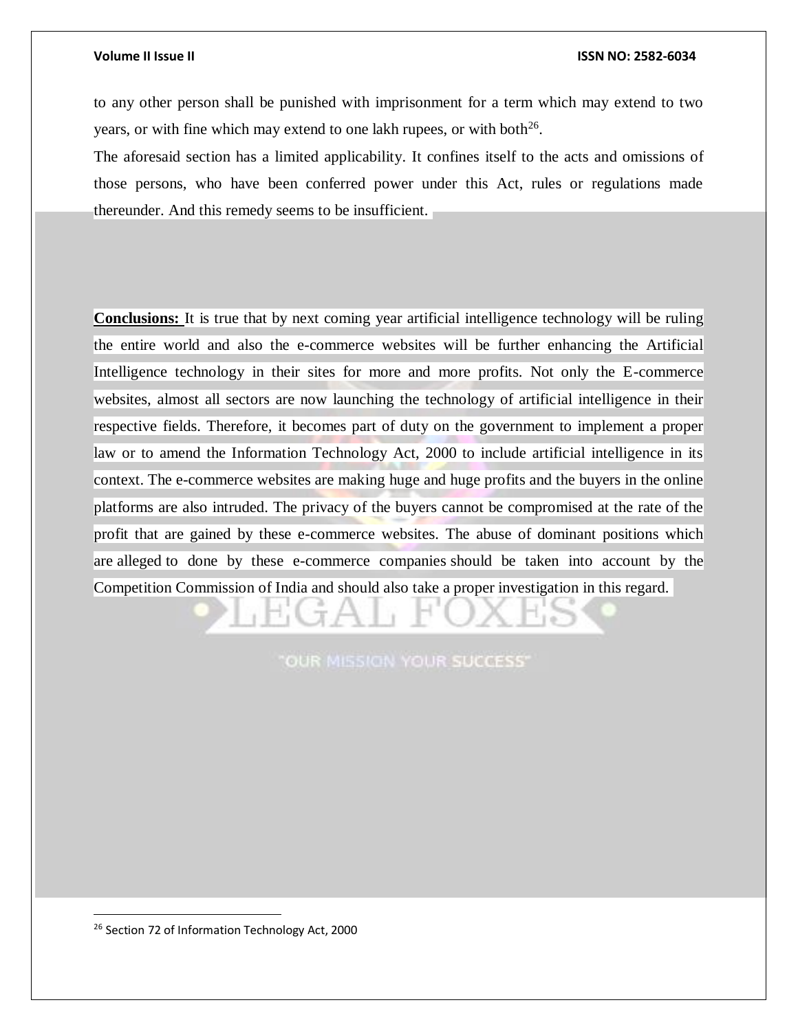to any other person shall be punished with imprisonment for a term which may extend to two years, or with fine which may extend to one lakh rupees, or with both[26].

The aforesaid section has a limited applicability. It confines itself to the acts and omissions of those persons, who have been conferred power under this Act, rules or regulations made thereunder. And this remedy seems to be insufficient.

**Conclusions:** It is true that by next coming year artificial intelligence technology will be ruling the entire world and also the e-commerce websites will be further enhancing the Artificial Intelligence technology in their sites for more and more profits. Not only the E-commerce websites, almost all sectors are now launching the technology of artificial intelligence in their respective fields. Therefore, it becomes part of duty on the government to implement a proper law or to amend the Information Technology Act, 2000 to include artificial intelligence in its context. The e-commerce websites are making huge and huge profits and the buyers in the online platforms are also intruded. The privacy of the buyers cannot be compromised at the rate of the profit that are gained by these e-commerce websites. The abuse of dominant positions which are alleged to done by these e-commerce companies should be taken into account by the Competition Commission of India and should also take a proper investigation in this regard.

[26] Section 72 of Information Technology Act, 2000